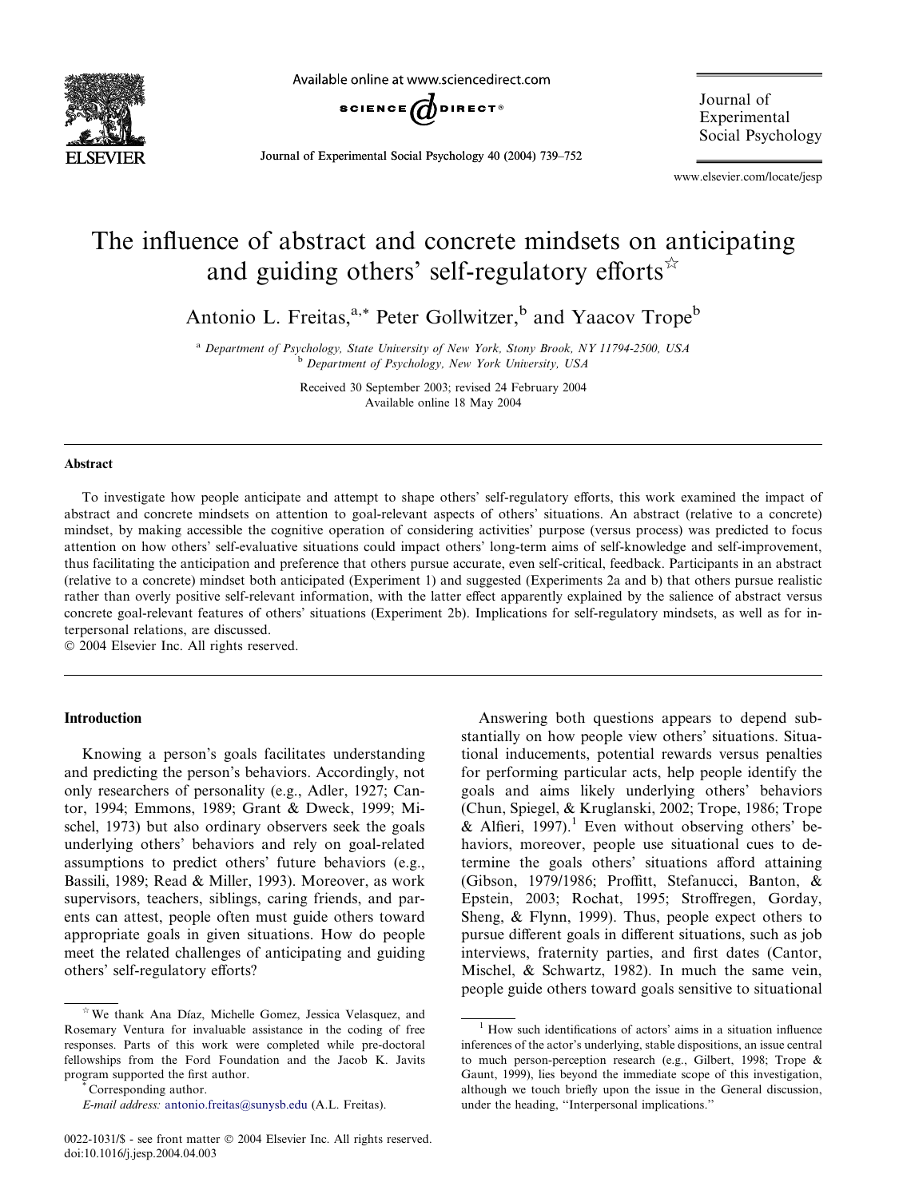# The influence of abstract and concrete mindsets on anticipating and guiding others' self-regulatory efforts[☆]

Antonio L. Freitas,[a,*] Peter Gollwitzer,[b] and Yaacov Trope[b]

[a] Department of Psychology, State University of New York, Stony Brook, NY 11794-2500, USA
[b] Department of Psychology, New York University, USA

Received 30 September 2003; revised 24 February 2004
Available online 18 May 2004

## Abstract

To investigate how people anticipate and attempt to shape others' self-regulatory efforts, this work examined the impact of abstract and concrete mindsets on attention to goal-relevant aspects of others' situations. An abstract (relative to a concrete) mindset, by making accessible the cognitive operation of considering activities' purpose (versus process) was predicted to focus attention on how others' self-evaluative situations could impact others' long-term aims of self-knowledge and self-improvement, thus facilitating the anticipation and preference that others pursue accurate, even self-critical, feedback. Participants in an abstract (relative to a concrete) mindset both anticipated (Experiment 1) and suggested (Experiments 2a and b) that others pursue realistic rather than overly positive self-relevant information, with the latter effect apparently explained by the salience of abstract versus concrete goal-relevant features of others' situations (Experiment 2b). Implications for self-regulatory mindsets, as well as for interpersonal relations, are discussed.

© 2004 Elsevier Inc. All rights reserved.

## Introduction

Knowing a person's goals facilitates understanding and predicting the person's behaviors. Accordingly, not only researchers of personality (e.g., Adler, 1927; Cantor, 1994; Emmons, 1989; Grant & Dweck, 1999; Mischel, 1973) but also ordinary observers seek the goals underlying others' behaviors and rely on goal-related assumptions to predict others' future behaviors (e.g., Bassili, 1989; Read & Miller, 1993). Moreover, as work supervisors, teachers, siblings, caring friends, and parents can attest, people often must guide others toward appropriate goals in given situations. How do people meet the related challenges of anticipating and guiding others' self-regulatory efforts?

Answering both questions appears to depend substantially on how people view others' situations. Situational inducements, potential rewards versus penalties for performing particular acts, help people identify the goals and aims likely underlying others' behaviors (Chun, Spiegel, & Kruglanski, 2002; Trope, 1986; Trope & Alfieri, 1997).[1] Even without observing others' behaviors, moreover, people use situational cues to determine the goals others' situations afford attaining (Gibson, 1979/1986; Proffitt, Stefanucci, Banton, & Epstein, 2003; Rochat, 1995; Stroffregen, Gorday, Sheng, & Flynn, 1999). Thus, people expect others to pursue different goals in different situations, such as job interviews, fraternity parties, and first dates (Cantor, Mischel, & Schwartz, 1982). In much the same vein, people guide others toward goals sensitive to situational

---

☆ We thank Ana Díaz, Michelle Gomez, Jessica Velasquez, and Rosemary Ventura for invaluable assistance in the coding of free responses. Parts of this work were completed while pre-doctoral fellowships from the Ford Foundation and the Jacob K. Javits program supported the first author.

* Corresponding author.
E-mail address: antonio.freitas@sunysb.edu (A.L. Freitas).

[1] How such identifications of actors' aims in a situation influence inferences of the actor's underlying, stable dispositions, an issue central to much person-perception research (e.g., Gilbert, 1998; Trope & Gaunt, 1999), lies beyond the immediate scope of this investigation, although we touch briefly upon the issue in the General discussion, under the heading, "Interpersonal implications."

0022-1031/$ - see front matter © 2004 Elsevier Inc. All rights reserved.
doi:10.1016/j.jesp.2004.04.003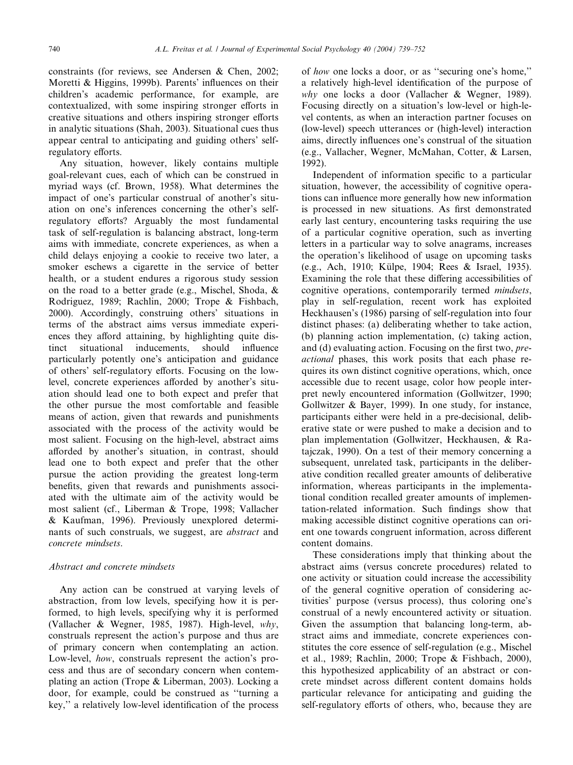constraints (for reviews, see Andersen & Chen, 2002; Moretti & Higgins, 1999b). Parents' influences on their children's academic performance, for example, are contextualized, with some inspiring stronger efforts in creative situations and others inspiring stronger efforts in analytic situations (Shah, 2003). Situational cues thus appear central to anticipating and guiding others' self-regulatory efforts.

Any situation, however, likely contains multiple goal-relevant cues, each of which can be construed in myriad ways (cf. Brown, 1958). What determines the impact of one's particular construal of another's situation on one's inferences concerning the other's self-regulatory efforts? Arguably the most fundamental task of self-regulation is balancing abstract, long-term aims with immediate, concrete experiences, as when a child delays enjoying a cookie to receive two later, a smoker eschews a cigarette in the service of better health, or a student endures a rigorous study session on the road to a better grade (e.g., Mischel, Shoda, & Rodriguez, 1989; Rachlin, 2000; Trope & Fishbach, 2000). Accordingly, construing others' situations in terms of the abstract aims versus immediate experiences they afford attaining, by highlighting quite distinct situational inducements, should influence particularly potently one's anticipation and guidance of others' self-regulatory efforts. Focusing on the low-level, concrete experiences afforded by another's situation should lead one to both expect and prefer that the other pursue the most comfortable and feasible means of action, given that rewards and punishments associated with the process of the activity would be most salient. Focusing on the high-level, abstract aims afforded by another's situation, in contrast, should lead one to both expect and prefer that the other pursue the action providing the greatest long-term benefits, given that rewards and punishments associated with the ultimate aim of the activity would be most salient (cf., Liberman & Trope, 1998; Vallacher & Kaufman, 1996). Previously unexplored determinants of such construals, we suggest, are *abstract* and *concrete mindsets*.

### *Abstract and concrete mindsets*

Any action can be construed at varying levels of abstraction, from low levels, specifying how it is performed, to high levels, specifying why it is performed (Vallacher & Wegner, 1985, 1987). High-level, *why*, construals represent the action's purpose and thus are of primary concern when contemplating an action. Low-level, *how*, construals represent the action's process and thus are of secondary concern when contemplating an action (Trope & Liberman, 2003). Locking a door, for example, could be construed as "turning a key," a relatively low-level identification of the process of *how* one locks a door, or as "securing one's home," a relatively high-level identification of the purpose of *why* one locks a door (Vallacher & Wegner, 1989). Focusing directly on a situation's low-level or high-level contents, as when an interaction partner focuses on (low-level) speech utterances or (high-level) interaction aims, directly influences one's construal of the situation (e.g., Vallacher, Wegner, McMahan, Cotter, & Larsen, 1992).

Independent of information specific to a particular situation, however, the accessibility of cognitive operations can influence more generally how new information is processed in new situations. As first demonstrated early last century, encountering tasks requiring the use of a particular cognitive operation, such as inverting letters in a particular way to solve anagrams, increases the operation's likelihood of usage on upcoming tasks (e.g., Ach, 1910; Külpe, 1904; Rees & Israel, 1935). Examining the role that these differing accessibilities of cognitive operations, contemporarily termed *mindsets*, play in self-regulation, recent work has exploited Heckhausen's (1986) parsing of self-regulation into four distinct phases: (a) deliberating whether to take action, (b) planning action implementation, (c) taking action, and (d) evaluating action. Focusing on the first two, *pre-actional* phases, this work posits that each phase requires its own distinct cognitive operations, which, once accessible due to recent usage, color how people interpret newly encountered information (Gollwitzer, 1990; Gollwitzer & Bayer, 1999). In one study, for instance, participants either were held in a pre-decisional, deliberative state or were pushed to make a decision and to plan implementation (Gollwitzer, Heckhausen, & Ratajczak, 1990). On a test of their memory concerning a subsequent, unrelated task, participants in the deliberative condition recalled greater amounts of deliberative information, whereas participants in the implementational condition recalled greater amounts of implementation-related information. Such findings show that making accessible distinct cognitive operations can orient one towards congruent information, across different content domains.

These considerations imply that thinking about the abstract aims (versus concrete procedures) related to one activity or situation could increase the accessibility of the general cognitive operation of considering activities' purpose (versus process), thus coloring one's construal of a newly encountered activity or situation. Given the assumption that balancing long-term, abstract aims and immediate, concrete experiences constitutes the core essence of self-regulation (e.g., Mischel et al., 1989; Rachlin, 2000; Trope & Fishbach, 2000), this hypothesized applicability of an abstract or concrete mindset across different content domains holds particular relevance for anticipating and guiding the self-regulatory efforts of others, who, because they are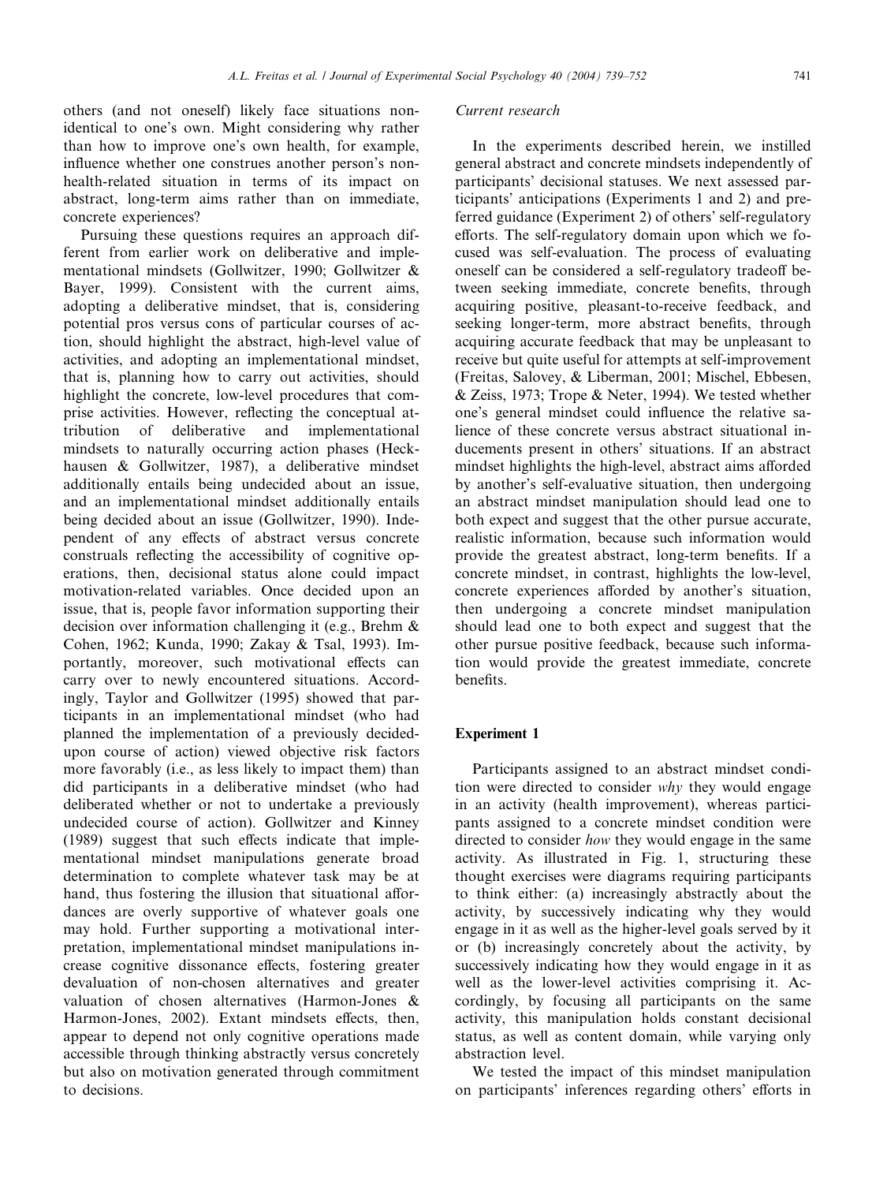others (and not oneself) likely face situations non-identical to one's own. Might considering why rather than how to improve one's own health, for example, influence whether one construes another person's non-health-related situation in terms of its impact on abstract, long-term aims rather than on immediate, concrete experiences?

Pursuing these questions requires an approach different from earlier work on deliberative and implementational mindsets (Gollwitzer, 1990; Gollwitzer & Bayer, 1999). Consistent with the current aims, adopting a deliberative mindset, that is, considering potential pros versus cons of particular courses of action, should highlight the abstract, high-level value of activities, and adopting an implementational mindset, that is, planning how to carry out activities, should highlight the concrete, low-level procedures that comprise activities. However, reflecting the conceptual attribution of deliberative and implementational mindsets to naturally occurring action phases (Heckhausen & Gollwitzer, 1987), a deliberative mindset additionally entails being undecided about an issue, and an implementational mindset additionally entails being decided about an issue (Gollwitzer, 1990). Independent of any effects of abstract versus concrete construals reflecting the accessibility of cognitive operations, then, decisional status alone could impact motivation-related variables. Once decided upon an issue, that is, people favor information supporting their decision over information challenging it (e.g., Brehm & Cohen, 1962; Kunda, 1990; Zakay & Tsal, 1993). Importantly, moreover, such motivational effects can carry over to newly encountered situations. Accordingly, Taylor and Gollwitzer (1995) showed that participants in an implementational mindset (who had planned the implementation of a previously decided-upon course of action) viewed objective risk factors more favorably (i.e., as less likely to impact them) than did participants in a deliberative mindset (who had deliberated whether or not to undertake a previously undecided course of action). Gollwitzer and Kinney (1989) suggest that such effects indicate that implementational mindset manipulations generate broad determination to complete whatever task may be at hand, thus fostering the illusion that situational affordances are overly supportive of whatever goals one may hold. Further supporting a motivational interpretation, implementational mindset manipulations increase cognitive dissonance effects, fostering greater devaluation of non-chosen alternatives and greater valuation of chosen alternatives (Harmon-Jones & Harmon-Jones, 2002). Extant mindsets effects, then, appear to depend not only cognitive operations made accessible through thinking abstractly versus concretely but also on motivation generated through commitment to decisions.

### Current research

In the experiments described herein, we instilled general abstract and concrete mindsets independently of participants' decisional statuses. We next assessed participants' anticipations (Experiments 1 and 2) and preferred guidance (Experiment 2) of others' self-regulatory efforts. The self-regulatory domain upon which we focused was self-evaluation. The process of evaluating oneself can be considered a self-regulatory tradeoff between seeking immediate, concrete benefits, through acquiring positive, pleasant-to-receive feedback, and seeking longer-term, more abstract benefits, through acquiring accurate feedback that may be unpleasant to receive but quite useful for attempts at self-improvement (Freitas, Salovey, & Liberman, 2001; Mischel, Ebbesen, & Zeiss, 1973; Trope & Neter, 1994). We tested whether one's general mindset could influence the relative salience of these concrete versus abstract situational inducements present in others' situations. If an abstract mindset highlights the high-level, abstract aims afforded by another's self-evaluative situation, then undergoing an abstract mindset manipulation should lead one to both expect and suggest that the other pursue accurate, realistic information, because such information would provide the greatest abstract, long-term benefits. If a concrete mindset, in contrast, highlights the low-level, concrete experiences afforded by another's situation, then undergoing a concrete mindset manipulation should lead one to both expect and suggest that the other pursue positive feedback, because such information would provide the greatest immediate, concrete benefits.

## Experiment 1

Participants assigned to an abstract mindset condition were directed to consider *why* they would engage in an activity (health improvement), whereas participants assigned to a concrete mindset condition were directed to consider *how* they would engage in the same activity. As illustrated in Fig. 1, structuring these thought exercises were diagrams requiring participants to think either: (a) increasingly abstractly about the activity, by successively indicating why they would engage in it as well as the higher-level goals served by it or (b) increasingly concretely about the activity, by successively indicating how they would engage in it as well as the lower-level activities comprising it. Accordingly, by focusing all participants on the same activity, this manipulation holds constant decisional status, as well as content domain, while varying only abstraction level.

We tested the impact of this mindset manipulation on participants' inferences regarding others' efforts in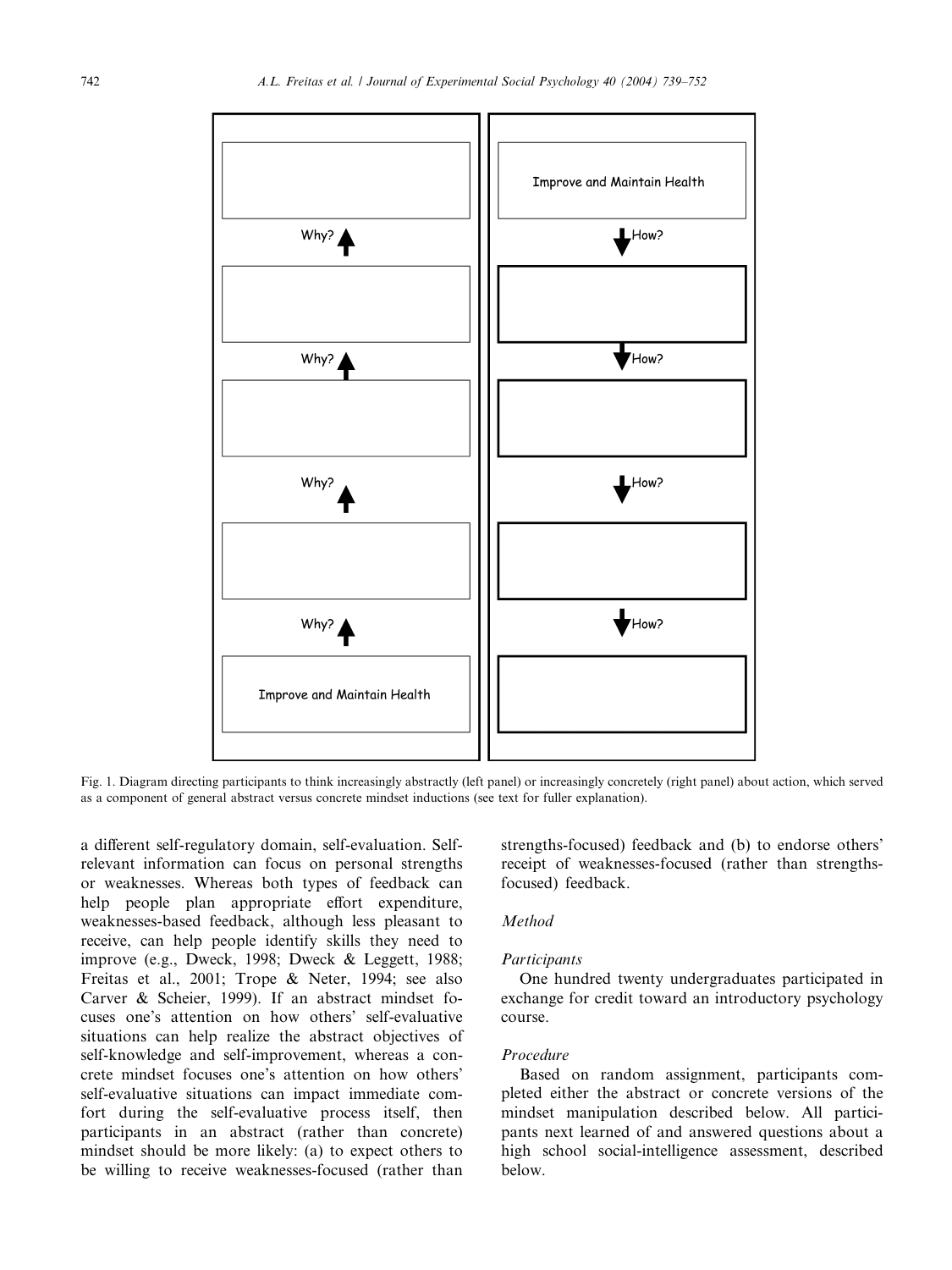Fig. 1. Diagram directing participants to think increasingly abstractly (left panel) or increasingly concretely (right panel) about action, which served as a component of general abstract versus concrete mindset inductions (see text for fuller explanation).

a different self-regulatory domain, self-evaluation. Self-relevant information can focus on personal strengths or weaknesses. Whereas both types of feedback can help people plan appropriate effort expenditure, weaknesses-based feedback, although less pleasant to receive, can help people identify skills they need to improve (e.g., Dweck, 1998; Dweck & Leggett, 1988; Freitas et al., 2001; Trope & Neter, 1994; see also Carver & Scheier, 1999). If an abstract mindset focuses one's attention on how others' self-evaluative situations can help realize the abstract objectives of self-knowledge and self-improvement, whereas a concrete mindset focuses one's attention on how others' self-evaluative situations can impact immediate comfort during the self-evaluative process itself, then participants in an abstract (rather than concrete) mindset should be more likely: (a) to expect others to be willing to receive weaknesses-focused (rather than strengths-focused) feedback and (b) to endorse others' receipt of weaknesses-focused (rather than strengths-focused) feedback.

### Method

#### Participants

One hundred twenty undergraduates participated in exchange for credit toward an introductory psychology course.

#### Procedure

Based on random assignment, participants completed either the abstract or concrete versions of the mindset manipulation described below. All participants next learned of and answered questions about a high school social-intelligence assessment, described below.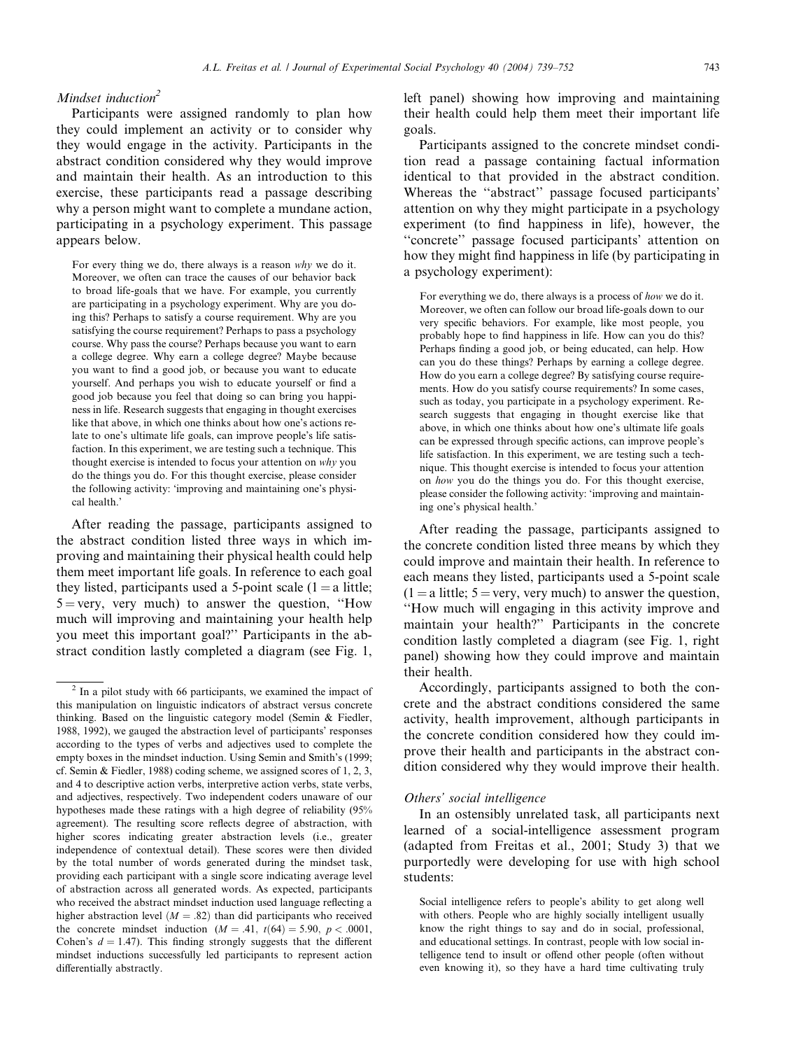### *Mindset induction*[2]

Participants were assigned randomly to plan how they could implement an activity or to consider why they would engage in the activity. Participants in the abstract condition considered why they would improve and maintain their health. As an introduction to this exercise, these participants read a passage describing why a person might want to complete a mundane action, participating in a psychology experiment. This passage appears below.

> For every thing we do, there always is a reason *why* we do it. Moreover, we often can trace the causes of our behavior back to broad life-goals that we have. For example, you currently are participating in a psychology experiment. Why are you doing this? Perhaps to satisfy a course requirement. Why are you satisfying the course requirement? Perhaps to pass a psychology course. Why pass the course? Perhaps because you want to earn a college degree. Why earn a college degree? Maybe because you want to find a good job, or because you want to educate yourself. And perhaps you wish to educate yourself or find a good job because you feel that doing so can bring you happiness in life. Research suggests that engaging in thought exercises like that above, in which one thinks about how one's actions relate to one's ultimate life goals, can improve people's life satisfaction. In this experiment, we are testing such a technique. This thought exercise is intended to focus your attention on *why* you do the things you do. For this thought exercise, please consider the following activity: 'improving and maintaining one's physical health.'

After reading the passage, participants assigned to the abstract condition listed three ways in which improving and maintaining their physical health could help them meet important life goals. In reference to each goal they listed, participants used a 5-point scale (1 = a little; 5 = very, very much) to answer the question, "How much will improving and maintaining your health help you meet this important goal?" Participants in the abstract condition lastly completed a diagram (see Fig. 1, left panel) showing how improving and maintaining their health could help them meet their important life goals.

Participants assigned to the concrete mindset condition read a passage containing factual information identical to that provided in the abstract condition. Whereas the "abstract" passage focused participants' attention on why they might participate in a psychology experiment (to find happiness in life), however, the "concrete" passage focused participants' attention on how they might find happiness in life (by participating in a psychology experiment):

> For everything we do, there always is a process of *how* we do it. Moreover, we often can follow our broad life-goals down to our very specific behaviors. For example, like most people, you probably hope to find happiness in life. How can you do this? Perhaps finding a good job, or being educated, can help. How can you do these things? Perhaps by earning a college degree. How do you earn a college degree? By satisfying course requirements. How do you satisfy course requirements? In some cases, such as today, you participate in a psychology experiment. Research suggests that engaging in thought exercise like that above, in which one thinks about how one's ultimate life goals can be expressed through specific actions, can improve people's life satisfaction. In this experiment, we are testing such a technique. This thought exercise is intended to focus your attention on *how* you do the things you do. For this thought exercise, please consider the following activity: 'improving and maintaining one's physical health.'

After reading the passage, participants assigned to the concrete condition listed three means by which they could improve and maintain their health. In reference to each means they listed, participants used a 5-point scale (1 = a little; 5 = very, very much) to answer the question, "How much will engaging in this activity improve and maintain your health?" Participants in the concrete condition lastly completed a diagram (see Fig. 1, right panel) showing how they could improve and maintain their health.

Accordingly, participants assigned to both the concrete and the abstract conditions considered the same activity, health improvement, although participants in the concrete condition considered how they could improve their health and participants in the abstract condition considered why they would improve their health.

### *Others' social intelligence*

In an ostensibly unrelated task, all participants next learned of a social-intelligence assessment program (adapted from Freitas et al., 2001; Study 3) that we purportedly were developing for use with high school students:

> Social intelligence refers to people's ability to get along well with others. People who are highly socially intelligent usually know the right things to say and do in social, professional, and educational settings. In contrast, people with low social intelligence tend to insult or offend other people (often without even knowing it), so they have a hard time cultivating truly

---

[2] In a pilot study with 66 participants, we examined the impact of this manipulation on linguistic indicators of abstract versus concrete thinking. Based on the linguistic category model (Semin & Fiedler, 1988, 1992), we gauged the abstraction level of participants' responses according to the types of verbs and adjectives used to complete the empty boxes in the mindset induction. Using Semin and Smith's (1999; cf. Semin & Fiedler, 1988) coding scheme, we assigned scores of 1, 2, 3, and 4 to descriptive action verbs, interpretive action verbs, state verbs, and adjectives, respectively. Two independent coders unaware of our hypotheses made these ratings with a high degree of reliability (95% agreement). The resulting score reflects degree of abstraction, with higher scores indicating greater abstraction levels (i.e., greater independence of contextual detail). These scores were then divided by the total number of words generated during the mindset task, providing each participant with a single score indicating average level of abstraction across all generated words. As expected, participants who received the abstract mindset induction used language reflecting a higher abstraction level ($M = .82$) than did participants who received the concrete mindset induction ($M = .41$, $t(64) = 5.90$, $p < .0001$, Cohen's $d = 1.47$). This finding strongly suggests that the different mindset inductions successfully led participants to represent action differentially abstractly.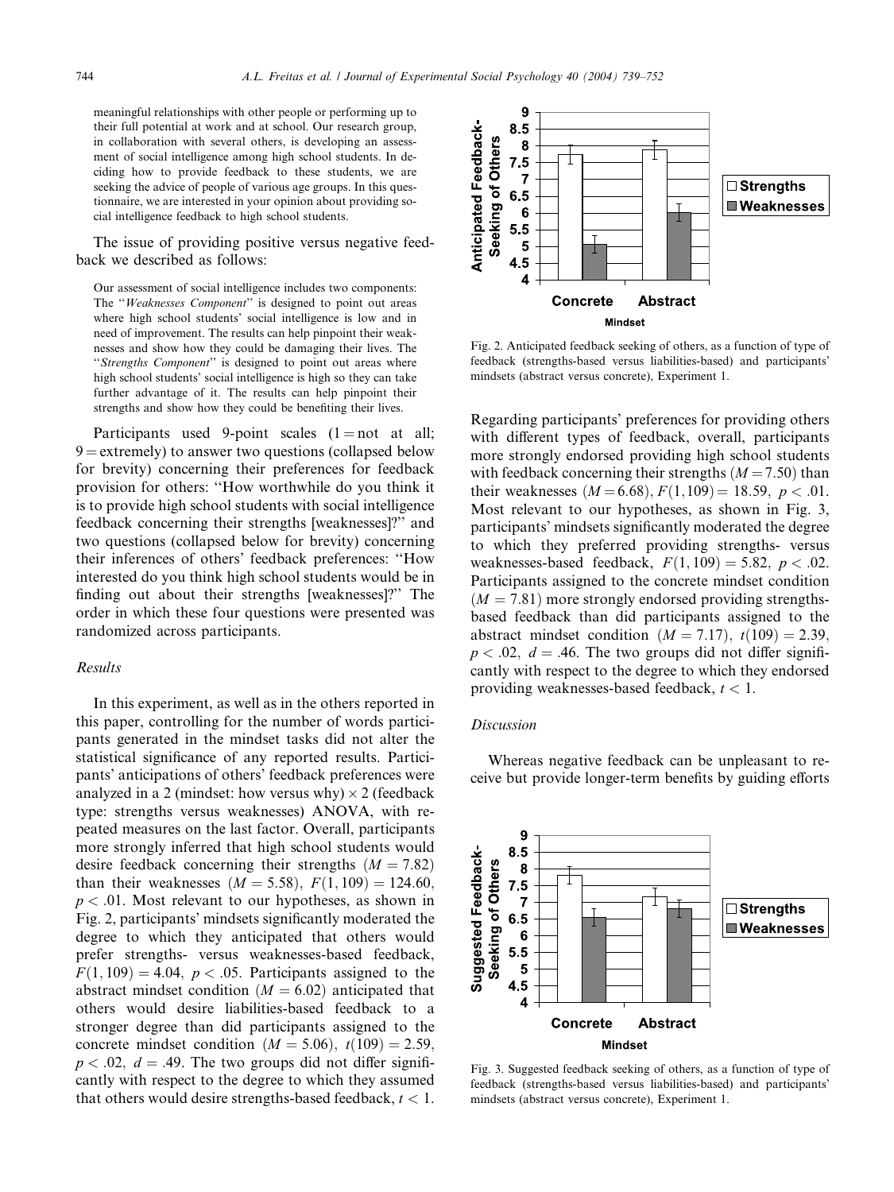meaningful relationships with other people or performing up to their full potential at work and at school. Our research group, in collaboration with several others, is developing an assessment of social intelligence among high school students. In deciding how to provide feedback to these students, we are seeking the advice of people of various age groups. In this questionnaire, we are interested in your opinion about providing social intelligence feedback to high school students.

The issue of providing positive versus negative feedback we described as follows:

Our assessment of social intelligence includes two components: The "*Weaknesses Component*" is designed to point out areas where high school students' social intelligence is low and in need of improvement. The results can help pinpoint their weaknesses and show how they could be damaging their lives. The "*Strengths Component*" is designed to point out areas where high school students' social intelligence is high so they can take further advantage of it. The results can help pinpoint their strengths and show how they could be benefiting their lives.

Participants used 9-point scales (1 = not at all; 9 = extremely) to answer two questions (collapsed below for brevity) concerning their preferences for feedback provision for others: "How worthwhile do you think it is to provide high school students with social intelligence feedback concerning their strengths [weaknesses]?" and two questions (collapsed below for brevity) concerning their inferences of others' feedback preferences: "How interested do you think high school students would be in finding out about their strengths [weaknesses]?" The order in which these four questions were presented was randomized across participants.

### Results

In this experiment, as well as in the others reported in this paper, controlling for the number of words participants generated in the mindset tasks did not alter the statistical significance of any reported results. Participants' anticipations of others' feedback preferences were analyzed in a 2 (mindset: how versus why) × 2 (feedback type: strengths versus weaknesses) ANOVA, with repeated measures on the last factor. Overall, participants more strongly inferred that high school students would desire feedback concerning their strengths ($M = 7.82$) than their weaknesses ($M = 5.58$), $F(1, 109) = 124.60$, $p < .01$. Most relevant to our hypotheses, as shown in Fig. 2, participants' mindsets significantly moderated the degree to which they anticipated that others would prefer strengths- versus weaknesses-based feedback, $F(1, 109) = 4.04$, $p < .05$. Participants assigned to the abstract mindset condition ($M = 6.02$) anticipated that others would desire liabilities-based feedback to a stronger degree than did participants assigned to the concrete mindset condition ($M = 5.06$), $t(109) = 2.59$, $p < .02$, $d = .49$. The two groups did not differ significantly with respect to the degree to which they assumed that others would desire strengths-based feedback, $t < 1$.

Fig. 2. Anticipated feedback seeking of others, as a function of type of feedback (strengths-based versus liabilities-based) and participants' mindsets (abstract versus concrete), Experiment 1.

Regarding participants' preferences for providing others with different types of feedback, overall, participants more strongly endorsed providing high school students with feedback concerning their strengths ($M = 7.50$) than their weaknesses ($M = 6.68$), $F(1, 109) = 18.59$, $p < .01$. Most relevant to our hypotheses, as shown in Fig. 3, participants' mindsets significantly moderated the degree to which they preferred providing strengths- versus weaknesses-based feedback, $F(1, 109) = 5.82$, $p < .02$. Participants assigned to the concrete mindset condition ($M = 7.81$) more strongly endorsed providing strengths-based feedback than did participants assigned to the abstract mindset condition ($M = 7.17$), $t(109) = 2.39$, $p < .02$, $d = .46$. The two groups did not differ significantly with respect to the degree to which they endorsed providing weaknesses-based feedback, $t < 1$.

### Discussion

Whereas negative feedback can be unpleasant to receive but provide longer-term benefits by guiding efforts

Fig. 3. Suggested feedback seeking of others, as a function of type of feedback (strengths-based versus liabilities-based) and participants' mindsets (abstract versus concrete), Experiment 1.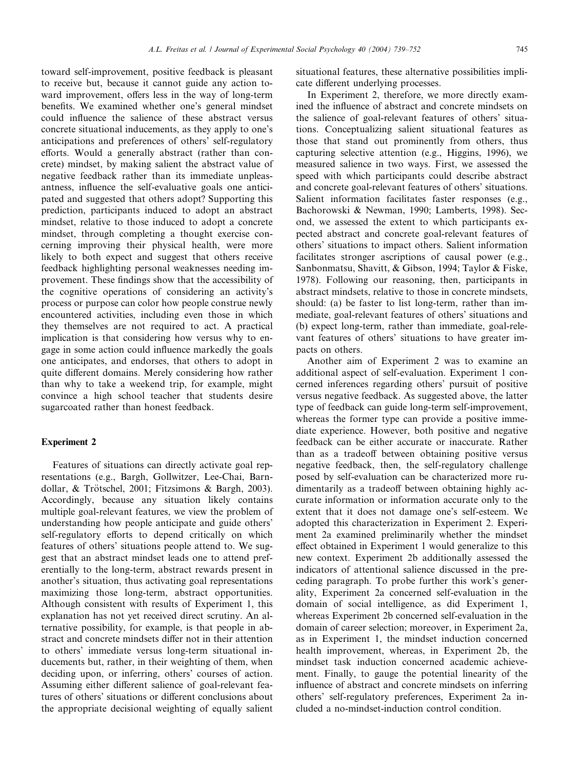toward self-improvement, positive feedback is pleasant to receive but, because it cannot guide any action toward improvement, offers less in the way of long-term benefits. We examined whether one's general mindset could influence the salience of these abstract versus concrete situational inducements, as they apply to one's anticipations and preferences of others' self-regulatory efforts. Would a generally abstract (rather than concrete) mindset, by making salient the abstract value of negative feedback rather than its immediate unpleasantness, influence the self-evaluative goals one anticipated and suggested that others adopt? Supporting this prediction, participants induced to adopt an abstract mindset, relative to those induced to adopt a concrete mindset, through completing a thought exercise concerning improving their physical health, were more likely to both expect and suggest that others receive feedback highlighting personal weaknesses needing improvement. These findings show that the accessibility of the cognitive operations of considering an activity's process or purpose can color how people construe newly encountered activities, including even those in which they themselves are not required to act. A practical implication is that considering how versus why to engage in some action could influence markedly the goals one anticipates, and endorses, that others to adopt in quite different domains. Merely considering how rather than why to take a weekend trip, for example, might convince a high school teacher that students desire sugarcoated rather than honest feedback.

## Experiment 2

Features of situations can directly activate goal representations (e.g., Bargh, Gollwitzer, Lee-Chai, Barndollar, & Trötschel, 2001; Fitzsimons & Bargh, 2003). Accordingly, because any situation likely contains multiple goal-relevant features, we view the problem of understanding how people anticipate and guide others' self-regulatory efforts to depend critically on which features of others' situations people attend to. We suggest that an abstract mindset leads one to attend preferentially to the long-term, abstract rewards present in another's situation, thus activating goal representations maximizing those long-term, abstract opportunities. Although consistent with results of Experiment 1, this explanation has not yet received direct scrutiny. An alternative possibility, for example, is that people in abstract and concrete mindsets differ not in their attention to others' immediate versus long-term situational inducements but, rather, in their weighting of them, when deciding upon, or inferring, others' courses of action. Assuming either different salience of goal-relevant features of others' situations or different conclusions about the appropriate decisional weighting of equally salient situational features, these alternative possibilities implicate different underlying processes.

In Experiment 2, therefore, we more directly examined the influence of abstract and concrete mindsets on the salience of goal-relevant features of others' situations. Conceptualizing salient situational features as those that stand out prominently from others, thus capturing selective attention (e.g., Higgins, 1996), we measured salience in two ways. First, we assessed the speed with which participants could describe abstract and concrete goal-relevant features of others' situations. Salient information facilitates faster responses (e.g., Bachorowski & Newman, 1990; Lamberts, 1998). Second, we assessed the extent to which participants expected abstract and concrete goal-relevant features of others' situations to impact others. Salient information facilitates stronger ascriptions of causal power (e.g., Sanbonmatsu, Shavitt, & Gibson, 1994; Taylor & Fiske, 1978). Following our reasoning, then, participants in abstract mindsets, relative to those in concrete mindsets, should: (a) be faster to list long-term, rather than immediate, goal-relevant features of others' situations and (b) expect long-term, rather than immediate, goal-relevant features of others' situations to have greater impacts on others.

Another aim of Experiment 2 was to examine an additional aspect of self-evaluation. Experiment 1 concerned inferences regarding others' pursuit of positive versus negative feedback. As suggested above, the latter type of feedback can guide long-term self-improvement, whereas the former type can provide a positive immediate experience. However, both positive and negative feedback can be either accurate or inaccurate. Rather than as a tradeoff between obtaining positive versus negative feedback, then, the self-regulatory challenge posed by self-evaluation can be characterized more rudimentarily as a tradeoff between obtaining highly accurate information or information accurate only to the extent that it does not damage one's self-esteem. We adopted this characterization in Experiment 2. Experiment 2a examined preliminarily whether the mindset effect obtained in Experiment 1 would generalize to this new context. Experiment 2b additionally assessed the indicators of attentional salience discussed in the preceding paragraph. To probe further this work's generality, Experiment 2a concerned self-evaluation in the domain of social intelligence, as did Experiment 1, whereas Experiment 2b concerned self-evaluation in the domain of career selection; moreover, in Experiment 2a, as in Experiment 1, the mindset induction concerned health improvement, whereas, in Experiment 2b, the mindset task induction concerned academic achievement. Finally, to gauge the potential linearity of the influence of abstract and concrete mindsets on inferring others' self-regulatory preferences, Experiment 2a included a no-mindset-induction control condition.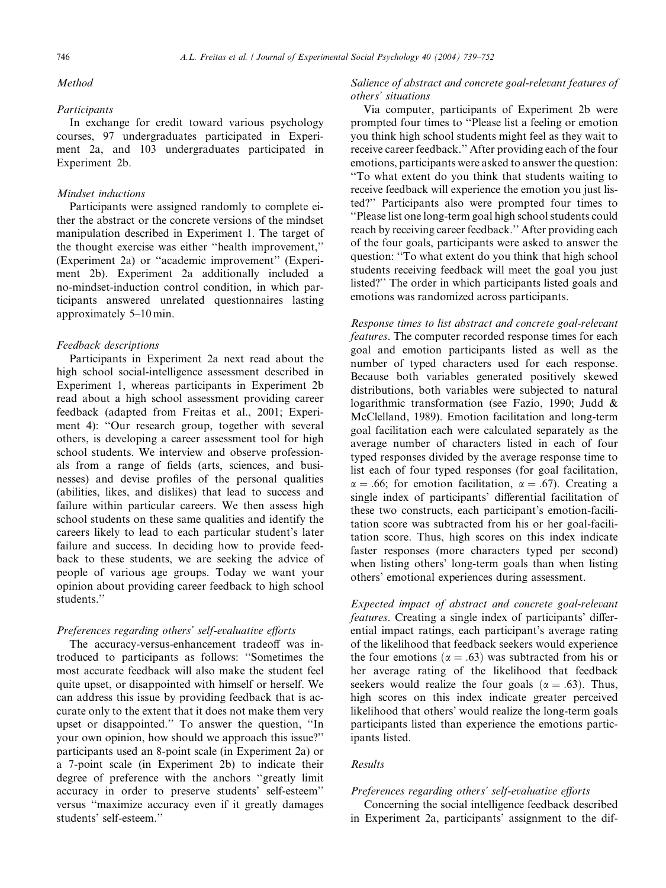## Method

### Participants

In exchange for credit toward various psychology courses, 97 undergraduates participated in Experiment 2a, and 103 undergraduates participated in Experiment 2b.

### Mindset inductions

Participants were assigned randomly to complete either the abstract or the concrete versions of the mindset manipulation described in Experiment 1. The target of the thought exercise was either "health improvement," (Experiment 2a) or "academic improvement" (Experiment 2b). Experiment 2a additionally included a no-mindset-induction control condition, in which participants answered unrelated questionnaires lasting approximately 5–10 min.

### Feedback descriptions

Participants in Experiment 2a next read about the high school social-intelligence assessment described in Experiment 1, whereas participants in Experiment 2b read about a high school assessment providing career feedback (adapted from Freitas et al., 2001; Experiment 4): "Our research group, together with several others, is developing a career assessment tool for high school students. We interview and observe professionals from a range of fields (arts, sciences, and businesses) and devise profiles of the personal qualities (abilities, likes, and dislikes) that lead to success and failure within particular careers. We then assess high school students on these same qualities and identify the careers likely to lead to each particular student's later failure and success. In deciding how to provide feedback to these students, we are seeking the advice of people of various age groups. Today we want your opinion about providing career feedback to high school students."

### Preferences regarding others' self-evaluative efforts

The accuracy-versus-enhancement tradeoff was introduced to participants as follows: "Sometimes the most accurate feedback will also make the student feel quite upset, or disappointed with himself or herself. We can address this issue by providing feedback that is accurate only to the extent that it does not make them very upset or disappointed." To answer the question, "In your own opinion, how should we approach this issue?" participants used an 8-point scale (in Experiment 2a) or a 7-point scale (in Experiment 2b) to indicate their degree of preference with the anchors "greatly limit accuracy in order to preserve students' self-esteem" versus "maximize accuracy even if it greatly damages students' self-esteem."

### Salience of abstract and concrete goal-relevant features of others' situations

Via computer, participants of Experiment 2b were prompted four times to "Please list a feeling or emotion you think high school students might feel as they wait to receive career feedback." After providing each of the four emotions, participants were asked to answer the question: "To what extent do you think that students waiting to receive feedback will experience the emotion you just listed?" Participants also were prompted four times to "Please list one long-term goal high school students could reach by receiving career feedback." After providing each of the four goals, participants were asked to answer the question: "To what extent do you think that high school students receiving feedback will meet the goal you just listed?" The order in which participants listed goals and emotions was randomized across participants.

*Response times to list abstract and concrete goal-relevant features.* The computer recorded response times for each goal and emotion participants listed as well as the number of typed characters used for each response. Because both variables generated positively skewed distributions, both variables were subjected to natural logarithmic transformation (see Fazio, 1990; Judd & McClelland, 1989). Emotion facilitation and long-term goal facilitation each were calculated separately as the average number of characters listed in each of four typed responses divided by the average response time to list each of four typed responses (for goal facilitation, $\alpha = .66$; for emotion facilitation, $\alpha = .67$). Creating a single index of participants' differential facilitation of these two constructs, each participant's emotion-facilitation score was subtracted from his or her goal-facilitation score. Thus, high scores on this index indicate faster responses (more characters typed per second) when listing others' long-term goals than when listing others' emotional experiences during assessment.

*Expected impact of abstract and concrete goal-relevant features.* Creating a single index of participants' differential impact ratings, each participant's average rating of the likelihood that feedback seekers would experience the four emotions ($\alpha = .63$) was subtracted from his or her average rating of the likelihood that feedback seekers would realize the four goals ($\alpha = .63$). Thus, high scores on this index indicate greater perceived likelihood that others' would realize the long-term goals participants listed than experience the emotions participants listed.

## Results

### Preferences regarding others' self-evaluative efforts

Concerning the social intelligence feedback described in Experiment 2a, participants' assignment to the dif-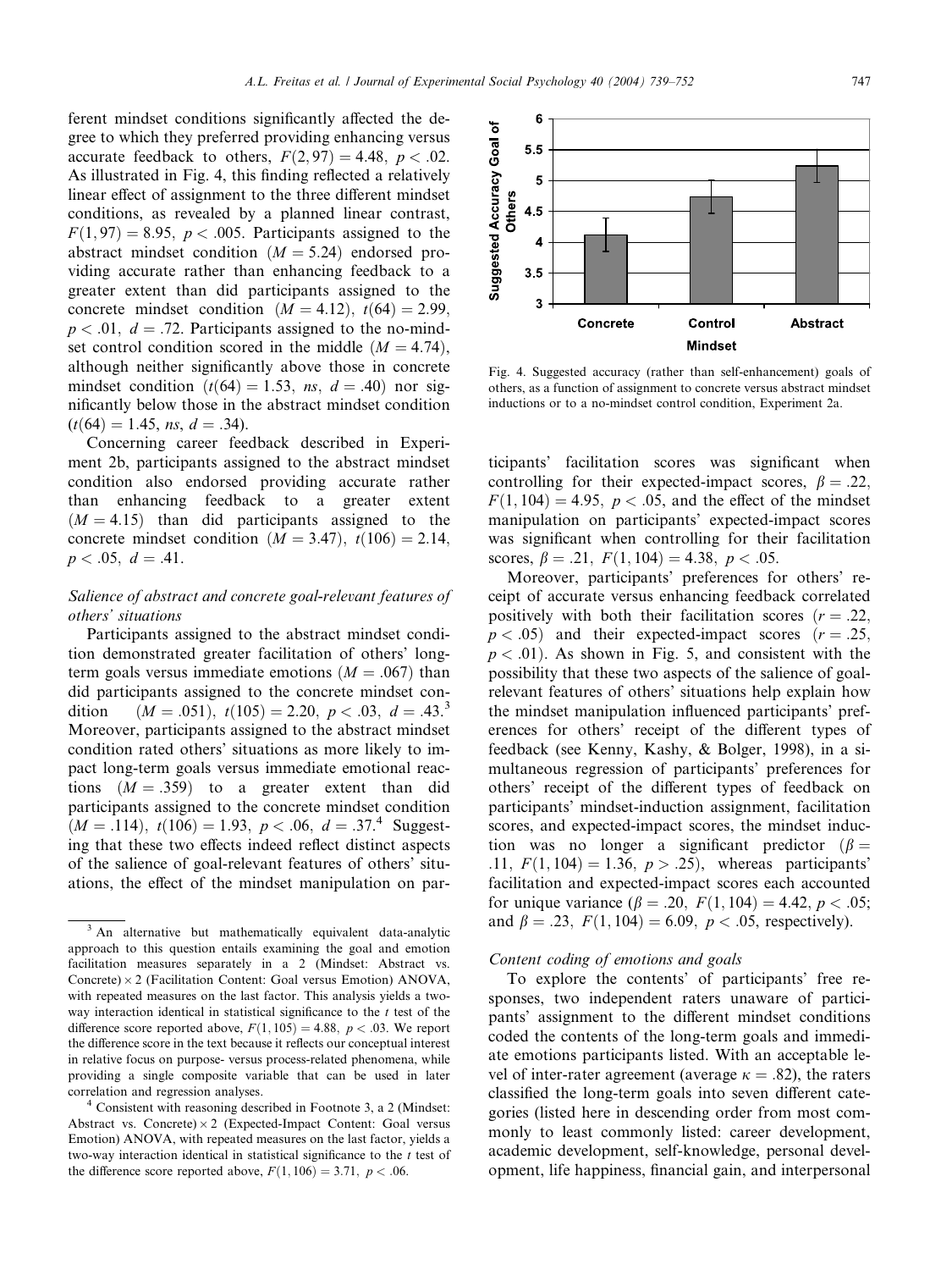ferent mindset conditions significantly affected the degree to which they preferred providing enhancing versus accurate feedback to others, $F(2, 97) = 4.48$, $p < .02$. As illustrated in Fig. 4, this finding reflected a relatively linear effect of assignment to the three different mindset conditions, as revealed by a planned linear contrast, $F(1, 97) = 8.95$, $p < .005$. Participants assigned to the abstract mindset condition ($M = 5.24$) endorsed providing accurate rather than enhancing feedback to a greater extent than did participants assigned to the concrete mindset condition ($M = 4.12$), $t(64) = 2.99$, $p < .01$, $d = .72$. Participants assigned to the no-mindset control condition scored in the middle ($M = 4.74$), although neither significantly above those in concrete mindset condition ($t(64) = 1.53$, *ns*, $d = .40$) nor significantly below those in the abstract mindset condition ($t(64) = 1.45$, *ns*, $d = .34$).

Concerning career feedback described in Experiment 2b, participants assigned to the abstract mindset condition also endorsed providing accurate rather than enhancing feedback to a greater extent ($M = 4.15$) than did participants assigned to the concrete mindset condition ($M = 3.47$), $t(106) = 2.14$, $p < .05$, $d = .41$.

*Salience of abstract and concrete goal-relevant features of others' situations*

Participants assigned to the abstract mindset condition demonstrated greater facilitation of others' long-term goals versus immediate emotions ($M = .067$) than did participants assigned to the concrete mindset condition ($M = .051$), $t(105) = 2.20$, $p < .03$, $d = .43$.[3] Moreover, participants assigned to the abstract mindset condition rated others' situations as more likely to impact long-term goals versus immediate emotional reactions ($M = .359$) to a greater extent than did participants assigned to the concrete mindset condition ($M = .114$), $t(106) = 1.93$, $p < .06$, $d = .37$.[4] Suggesting that these two effects indeed reflect distinct aspects of the salience of goal-relevant features of others' situations, the effect of the mindset manipulation on participants' facilitation scores was significant when controlling for their expected-impact scores, $\beta = .22$, $F(1, 104) = 4.95$, $p < .05$, and the effect of the mindset manipulation on participants' expected-impact scores was significant when controlling for their facilitation scores, $\beta = .21$, $F(1, 104) = 4.38$, $p < .05$.

Fig. 4. Suggested accuracy (rather than self-enhancement) goals of others, as a function of assignment to concrete versus abstract mindset inductions or to a no-mindset control condition, Experiment 2a.

Moreover, participants' preferences for others' receipt of accurate versus enhancing feedback correlated positively with both their facilitation scores ($r = .22$, $p < .05$) and their expected-impact scores ($r = .25$, $p < .01$). As shown in Fig. 5, and consistent with the possibility that these two aspects of the salience of goal-relevant features of others' situations help explain how the mindset manipulation influenced participants' preferences for others' receipt of the different types of feedback (see Kenny, Kashy, & Bolger, 1998), in a simultaneous regression of participants' preferences for others' receipt of the different types of feedback on participants' mindset-induction assignment, facilitation scores, and expected-impact scores, the mindset induction was no longer a significant predictor ($\beta = .11$, $F(1, 104) = 1.36$, $p > .25$), whereas participants' facilitation and expected-impact scores each accounted for unique variance ($\beta = .20$, $F(1, 104) = 4.42$, $p < .05$; and $\beta = .23$, $F(1, 104) = 6.09$, $p < .05$, respectively).

*Content coding of emotions and goals*

To explore the contents' of participants' free responses, two independent raters unaware of participants' assignment to the different mindset conditions coded the contents of the long-term goals and immediate emotions participants listed. With an acceptable level of inter-rater agreement (average $\kappa = .82$), the raters classified the long-term goals into seven different categories (listed here in descending order from most commonly to least commonly listed: career development, academic development, self-knowledge, personal development, life happiness, financial gain, and interpersonal

[3] An alternative but mathematically equivalent data-analytic approach to this question entails examining the goal and emotion facilitation measures separately in a 2 (Mindset: Abstract vs. Concrete) × 2 (Facilitation Content: Goal versus Emotion) ANOVA, with repeated measures on the last factor. This analysis yields a two-way interaction identical in statistical significance to the *t* test of the difference score reported above, $F(1, 105) = 4.88$, $p < .03$. We report the difference score in the text because it reflects our conceptual interest in relative focus on purpose- versus process-related phenomena, while providing a single composite variable that can be used in later correlation and regression analyses.

[4] Consistent with reasoning described in Footnote 3, a 2 (Mindset: Abstract vs. Concrete) × 2 (Expected-Impact Content: Goal versus Emotion) ANOVA, with repeated measures on the last factor, yields a two-way interaction identical in statistical significance to the *t* test of the difference score reported above, $F(1, 106) = 3.71$, $p < .06$.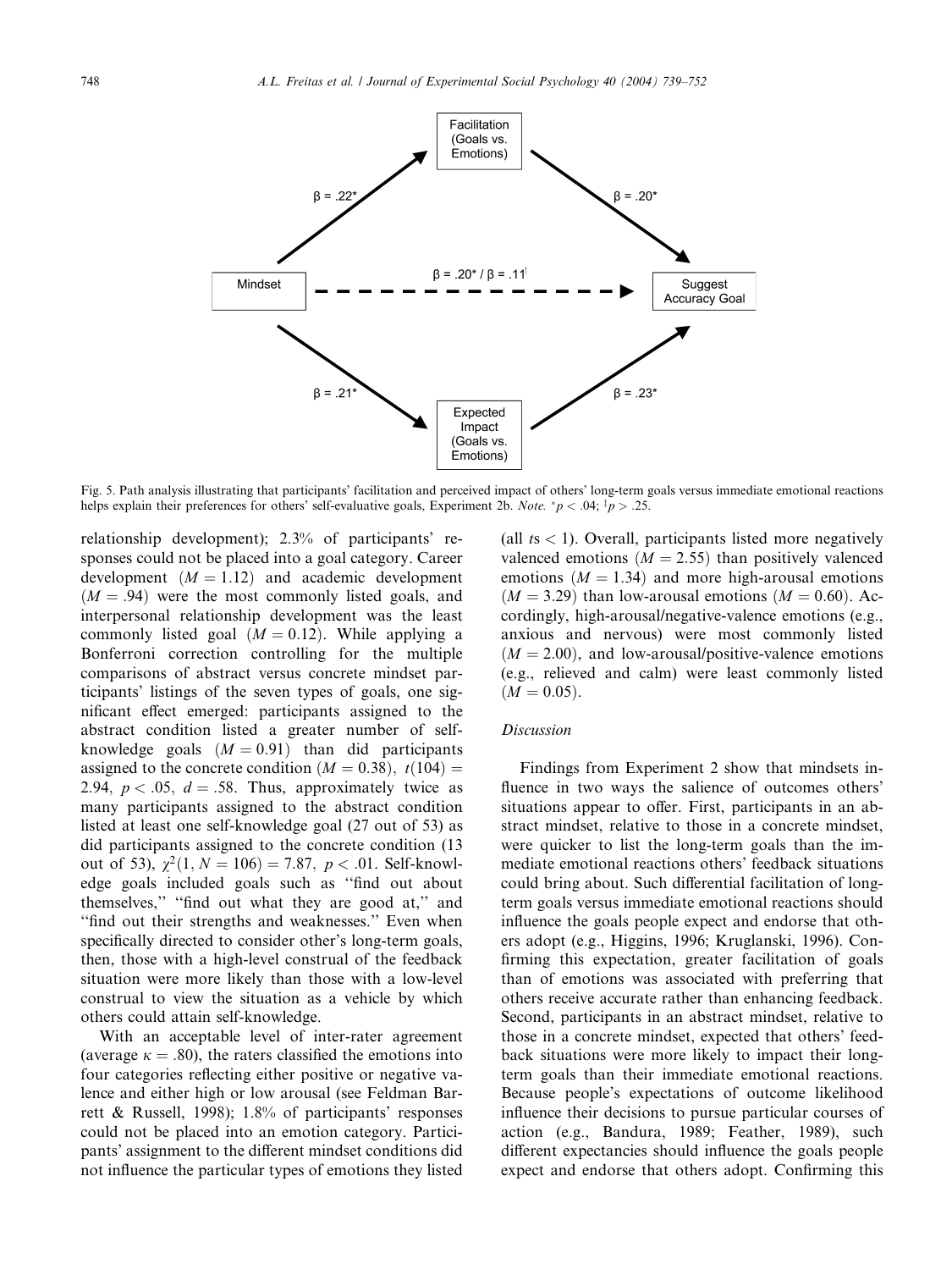Fig. 5. Path analysis illustrating that participants' facilitation and perceived impact of others' long-term goals versus immediate emotional reactions helps explain their preferences for others' self-evaluative goals, Experiment 2b. *Note.* $^{*}p < .04$; $^{\dagger}p > .25$.

relationship development); 2.3% of participants' responses could not be placed into a goal category. Career development ($M = 1.12$) and academic development ($M = .94$) were the most commonly listed goals, and interpersonal relationship development was the least commonly listed goal ($M = 0.12$). While applying a Bonferroni correction controlling for the multiple comparisons of abstract versus concrete mindset participants' listings of the seven types of goals, one significant effect emerged: participants assigned to the abstract condition listed a greater number of self-knowledge goals ($M = 0.91$) than did participants assigned to the concrete condition ($M = 0.38$), $t(104) = 2.94$, $p < .05$, $d = .58$. Thus, approximately twice as many participants assigned to the abstract condition listed at least one self-knowledge goal (27 out of 53) as did participants assigned to the concrete condition (13 out of 53), $\chi^2(1, N = 106) = 7.87$, $p < .01$. Self-knowledge goals included goals such as "find out about themselves," "find out what they are good at," and "find out their strengths and weaknesses." Even when specifically directed to consider other's long-term goals, then, those with a high-level construal of the feedback situation were more likely than those with a low-level construal to view the situation as a vehicle by which others could attain self-knowledge.

With an acceptable level of inter-rater agreement (average $\kappa = .80$), the raters classified the emotions into four categories reflecting either positive or negative valence and either high or low arousal (see Feldman Barrett & Russell, 1998); 1.8% of participants' responses could not be placed into an emotion category. Participants' assignment to the different mindset conditions did not influence the particular types of emotions they listed (all $t$s $< 1$). Overall, participants listed more negatively valenced emotions ($M = 2.55$) than positively valenced emotions ($M = 1.34$) and more high-arousal emotions ($M = 3.29$) than low-arousal emotions ($M = 0.60$). Accordingly, high-arousal/negative-valence emotions (e.g., anxious and nervous) were most commonly listed ($M = 2.00$), and low-arousal/positive-valence emotions (e.g., relieved and calm) were least commonly listed ($M = 0.05$).

### Discussion

Findings from Experiment 2 show that mindsets influence in two ways the salience of outcomes others' situations appear to offer. First, participants in an abstract mindset, relative to those in a concrete mindset, were quicker to list the long-term goals than the immediate emotional reactions others' feedback situations could bring about. Such differential facilitation of long-term goals versus immediate emotional reactions should influence the goals people expect and endorse that others adopt (e.g., Higgins, 1996; Kruglanski, 1996). Confirming this expectation, greater facilitation of goals than of emotions was associated with preferring that others receive accurate rather than enhancing feedback. Second, participants in an abstract mindset, relative to those in a concrete mindset, expected that others' feedback situations were more likely to impact their long-term goals than their immediate emotional reactions. Because people's expectations of outcome likelihood influence their decisions to pursue particular courses of action (e.g., Bandura, 1989; Feather, 1989), such different expectancies should influence the goals people expect and endorse that others adopt. Confirming this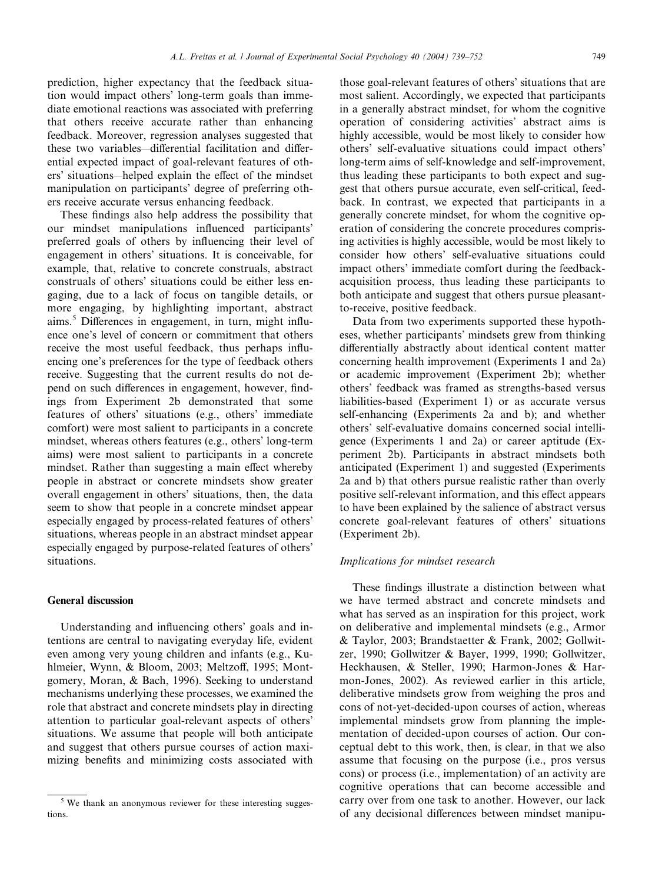prediction, higher expectancy that the feedback situation would impact others' long-term goals than immediate emotional reactions was associated with preferring that others receive accurate rather than enhancing feedback. Moreover, regression analyses suggested that these two variables—differential facilitation and differential expected impact of goal-relevant features of others' situations—helped explain the effect of the mindset manipulation on participants' degree of preferring others receive accurate versus enhancing feedback.

These findings also help address the possibility that our mindset manipulations influenced participants' preferred goals of others by influencing their level of engagement in others' situations. It is conceivable, for example, that, relative to concrete construals, abstract construals of others' situations could be either less engaging, due to a lack of focus on tangible details, or more engaging, by highlighting important, abstract aims.[5] Differences in engagement, in turn, might influence one's level of concern or commitment that others receive the most useful feedback, thus perhaps influencing one's preferences for the type of feedback others receive. Suggesting that the current results do not depend on such differences in engagement, however, findings from Experiment 2b demonstrated that some features of others' situations (e.g., others' immediate comfort) were most salient to participants in a concrete mindset, whereas others features (e.g., others' long-term aims) were most salient to participants in a concrete mindset. Rather than suggesting a main effect whereby people in abstract or concrete mindsets show greater overall engagement in others' situations, then, the data seem to show that people in a concrete mindset appear especially engaged by process-related features of others' situations, whereas people in an abstract mindset appear especially engaged by purpose-related features of others' situations.

## General discussion

Understanding and influencing others' goals and intentions are central to navigating everyday life, evident even among very young children and infants (e.g., Kuhlmeier, Wynn, & Bloom, 2003; Meltzoff, 1995; Montgomery, Moran, & Bach, 1996). Seeking to understand mechanisms underlying these processes, we examined the role that abstract and concrete mindsets play in directing attention to particular goal-relevant aspects of others' situations. We assume that people will both anticipate and suggest that others pursue courses of action maximizing benefits and minimizing costs associated with those goal-relevant features of others' situations that are most salient. Accordingly, we expected that participants in a generally abstract mindset, for whom the cognitive operation of considering activities' abstract aims is highly accessible, would be most likely to consider how others' self-evaluative situations could impact others' long-term aims of self-knowledge and self-improvement, thus leading these participants to both expect and suggest that others pursue accurate, even self-critical, feedback. In contrast, we expected that participants in a generally concrete mindset, for whom the cognitive operation of considering the concrete procedures comprising activities is highly accessible, would be most likely to consider how others' self-evaluative situations could impact others' immediate comfort during the feedback-acquisition process, thus leading these participants to both anticipate and suggest that others pursue pleasant-to-receive, positive feedback.

Data from two experiments supported these hypotheses, whether participants' mindsets grew from thinking differentially abstractly about identical content matter concerning health improvement (Experiments 1 and 2a) or academic improvement (Experiment 2b); whether others' feedback was framed as strengths-based versus liabilities-based (Experiment 1) or as accurate versus self-enhancing (Experiments 2a and b); and whether others' self-evaluative domains concerned social intelligence (Experiments 1 and 2a) or career aptitude (Experiment 2b). Participants in abstract mindsets both anticipated (Experiment 1) and suggested (Experiments 2a and b) that others pursue realistic rather than overly positive self-relevant information, and this effect appears to have been explained by the salience of abstract versus concrete goal-relevant features of others' situations (Experiment 2b).

### Implications for mindset research

These findings illustrate a distinction between what we have termed abstract and concrete mindsets and what has served as an inspiration for this project, work on deliberative and implemental mindsets (e.g., Armor & Taylor, 2003; Brandstaetter & Frank, 2002; Gollwitzer, 1990; Gollwitzer & Bayer, 1999, 1990; Gollwitzer, Heckhausen, & Steller, 1990; Harmon-Jones & Harmon-Jones, 2002). As reviewed earlier in this article, deliberative mindsets grow from weighing the pros and cons of not-yet-decided-upon courses of action, whereas implemental mindsets grow from planning the implementation of decided-upon courses of action. Our conceptual debt to this work, then, is clear, in that we also assume that focusing on the purpose (i.e., pros versus cons) or process (i.e., implementation) of an activity are cognitive operations that can become accessible and carry over from one task to another. However, our lack of any decisional differences between mindset manipu-

[5] We thank an anonymous reviewer for these interesting suggestions.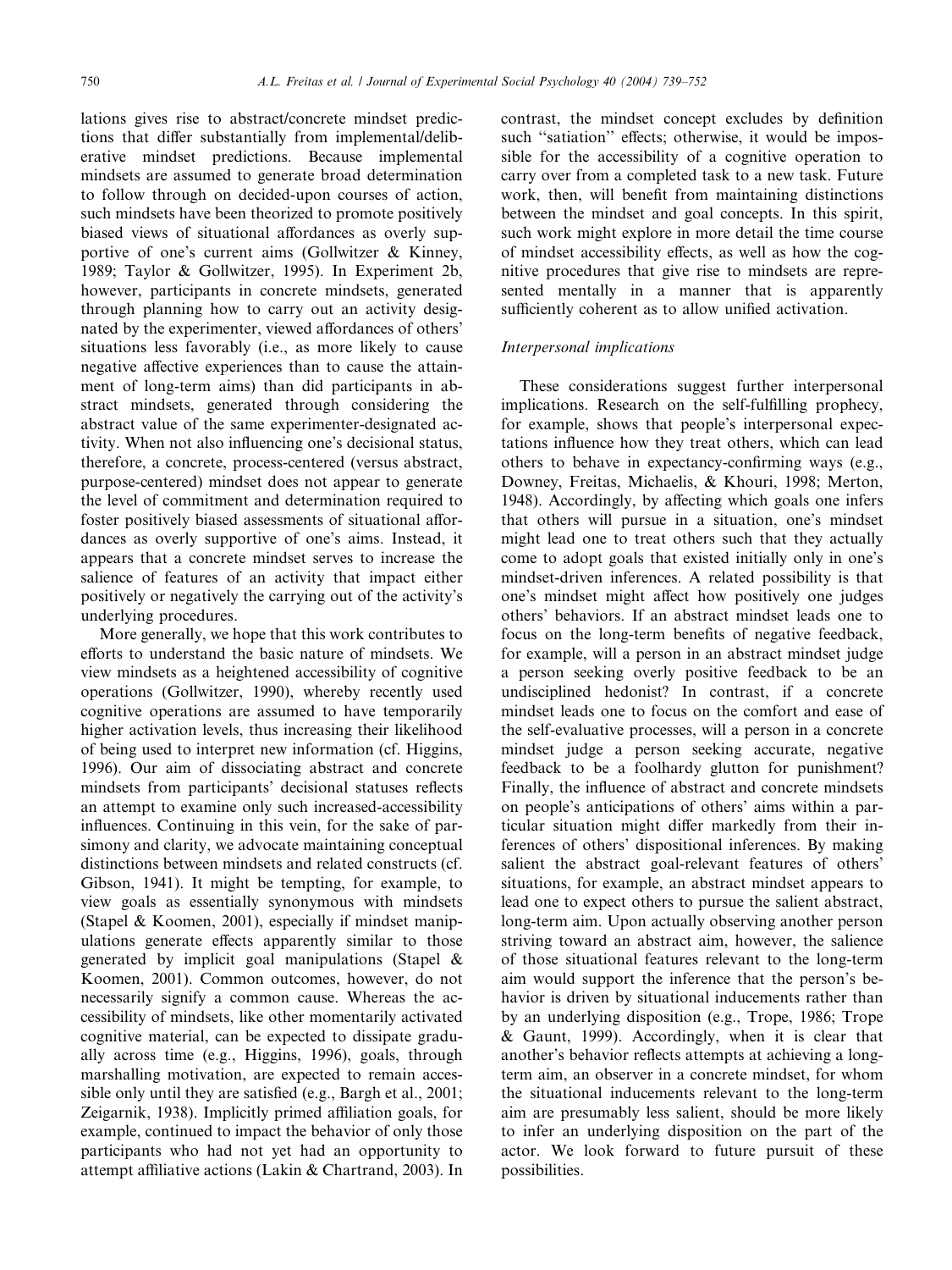lations gives rise to abstract/concrete mindset predictions that differ substantially from implemental/deliberative mindset predictions. Because implemental mindsets are assumed to generate broad determination to follow through on decided-upon courses of action, such mindsets have been theorized to promote positively biased views of situational affordances as overly supportive of one's current aims (Gollwitzer & Kinney, 1989; Taylor & Gollwitzer, 1995). In Experiment 2b, however, participants in concrete mindsets, generated through planning how to carry out an activity designated by the experimenter, viewed affordances of others' situations less favorably (i.e., as more likely to cause negative affective experiences than to cause the attainment of long-term aims) than did participants in abstract mindsets, generated through considering the abstract value of the same experimenter-designated activity. When not also influencing one's decisional status, therefore, a concrete, process-centered (versus abstract, purpose-centered) mindset does not appear to generate the level of commitment and determination required to foster positively biased assessments of situational affordances as overly supportive of one's aims. Instead, it appears that a concrete mindset serves to increase the salience of features of an activity that impact either positively or negatively the carrying out of the activity's underlying procedures.

More generally, we hope that this work contributes to efforts to understand the basic nature of mindsets. We view mindsets as a heightened accessibility of cognitive operations (Gollwitzer, 1990), whereby recently used cognitive operations are assumed to have temporarily higher activation levels, thus increasing their likelihood of being used to interpret new information (cf. Higgins, 1996). Our aim of dissociating abstract and concrete mindsets from participants' decisional statuses reflects an attempt to examine only such increased-accessibility influences. Continuing in this vein, for the sake of parsimony and clarity, we advocate maintaining conceptual distinctions between mindsets and related constructs (cf. Gibson, 1941). It might be tempting, for example, to view goals as essentially synonymous with mindsets (Stapel & Koomen, 2001), especially if mindset manipulations generate effects apparently similar to those generated by implicit goal manipulations (Stapel & Koomen, 2001). Common outcomes, however, do not necessarily signify a common cause. Whereas the accessibility of mindsets, like other momentarily activated cognitive material, can be expected to dissipate gradually across time (e.g., Higgins, 1996), goals, through marshalling motivation, are expected to remain accessible only until they are satisfied (e.g., Bargh et al., 2001; Zeigarnik, 1938). Implicitly primed affiliation goals, for example, continued to impact the behavior of only those participants who had not yet had an opportunity to attempt affiliative actions (Lakin & Chartrand, 2003). In contrast, the mindset concept excludes by definition such "satiation" effects; otherwise, it would be impossible for the accessibility of a cognitive operation to carry over from a completed task to a new task. Future work, then, will benefit from maintaining distinctions between the mindset and goal concepts. In this spirit, such work might explore in more detail the time course of mindset accessibility effects, as well as how the cognitive procedures that give rise to mindsets are represented mentally in a manner that is apparently sufficiently coherent as to allow unified activation.

### *Interpersonal implications*

These considerations suggest further interpersonal implications. Research on the self-fulfilling prophecy, for example, shows that people's interpersonal expectations influence how they treat others, which can lead others to behave in expectancy-confirming ways (e.g., Downey, Freitas, Michaelis, & Khouri, 1998; Merton, 1948). Accordingly, by affecting which goals one infers that others will pursue in a situation, one's mindset might lead one to treat others such that they actually come to adopt goals that existed initially only in one's mindset-driven inferences. A related possibility is that one's mindset might affect how positively one judges others' behaviors. If an abstract mindset leads one to focus on the long-term benefits of negative feedback, for example, will a person in an abstract mindset judge a person seeking overly positive feedback to be an undisciplined hedonist? In contrast, if a concrete mindset leads one to focus on the comfort and ease of the self-evaluative processes, will a person in a concrete mindset judge a person seeking accurate, negative feedback to be a foolhardy glutton for punishment? Finally, the influence of abstract and concrete mindsets on people's anticipations of others' aims within a particular situation might differ markedly from their inferences of others' dispositional inferences. By making salient the abstract goal-relevant features of others' situations, for example, an abstract mindset appears to lead one to expect others to pursue the salient abstract, long-term aim. Upon actually observing another person striving toward an abstract aim, however, the salience of those situational features relevant to the long-term aim would support the inference that the person's behavior is driven by situational inducements rather than by an underlying disposition (e.g., Trope, 1986; Trope & Gaunt, 1999). Accordingly, when it is clear that another's behavior reflects attempts at achieving a long-term aim, an observer in a concrete mindset, for whom the situational inducements relevant to the long-term aim are presumably less salient, should be more likely to infer an underlying disposition on the part of the actor. We look forward to future pursuit of these possibilities.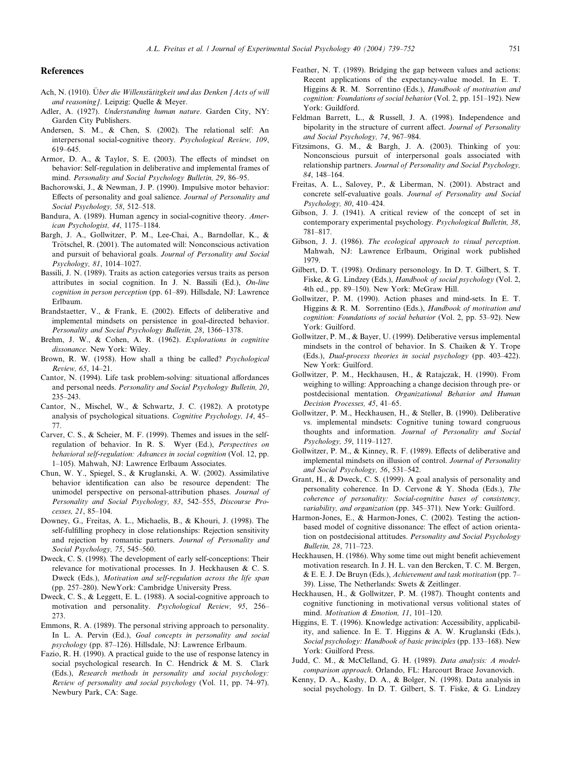## References

Ach, N. (1910). *Über die Willenstätitgkeit und das Denken [Acts of will and reasoning]*. Leipzig: Quelle & Meyer.

Adler, A. (1927). *Understanding human nature*. Garden City, NY: Garden City Publishers.

Andersen, S. M., & Chen, S. (2002). The relational self: An interpersonal social-cognitive theory. *Psychological Review, 109*, 619–645.

Armor, D. A., & Taylor, S. E. (2003). The effects of mindset on behavior: Self-regulation in deliberative and implemental frames of mind. *Personality and Social Psychology Bulletin, 29*, 86–95.

Bachorowski, J., & Newman, J. P. (1990). Impulsive motor behavior: Effects of personality and goal salience. *Journal of Personality and Social Psychology, 58*, 512–518.

Bandura, A. (1989). Human agency in social-cognitive theory. *American Psychologist, 44*, 1175–1184.

Bargh, J. A., Gollwitzer, P. M., Lee-Chai, A., Barndollar, K., & Trötschel, R. (2001). The automated will: Nonconscious activation and pursuit of behavioral goals. *Journal of Personality and Social Psychology, 81*, 1014–1027.

Bassili, J. N. (1989). Traits as action categories versus traits as person attributes in social cognition. In J. N. Bassili (Ed.), *On-line cognition in person perception* (pp. 61–89). Hillsdale, NJ: Lawrence Erlbaum.

Brandstaetter, V., & Frank, E. (2002). Effects of deliberative and implemental mindsets on persistence in goal-directed behavior. *Personality and Social Psychology Bulletin, 28*, 1366–1378.

Brehm, J. W., & Cohen, A. R. (1962). *Explorations in cognitive dissonance*. New York: Wiley.

Brown, R. W. (1958). How shall a thing be called? *Psychological Review, 65*, 14–21.

Cantor, N. (1994). Life task problem-solving: situational affordances and personal needs. *Personality and Social Psychology Bulletin, 20*, 235–243.

Cantor, N., Mischel, W., & Schwartz, J. C. (1982). A prototype analysis of psychological situations. *Cognitive Psychology, 14*, 45–77.

Carver, C. S., & Scheier, M. F. (1999). Themes and issues in the self-regulation of behavior. In R. S. Wyer (Ed.), *Perspectives on behavioral self-regulation: Advances in social cognition* (Vol. 12, pp. 1–105). Mahwah, NJ: Lawrence Erlbaum Associates.

Chun, W. Y., Spiegel, S., & Kruglanski, A. W. (2002). Assimilative behavior identification can also be resource dependent: The unimodel perspective on personal-attribution phases. *Journal of Personality and Social Psychology, 83*, 542–555, *Discourse Processes, 21*, 85–104.

Downey, G., Freitas, A. L., Michaelis, B., & Khouri, J. (1998). The self-fulfilling prophecy in close relationships: Rejection sensitivity and rejection by romantic partners. *Journal of Personality and Social Psychology, 75*, 545–560.

Dweck, C. S. (1998). The development of early self-conceptions: Their relevance for motivational processes. In J. Heckhausen & C. S. Dweck (Eds.), *Motivation and self-regulation across the life span* (pp. 257–280). NewYork: Cambridge University Press.

Dweck, C. S., & Leggett, E. L. (1988). A social-cognitive approach to motivation and personality. *Psychological Review, 95*, 256–273.

Emmons, R. A. (1989). The personal striving approach to personality. In L. A. Pervin (Ed.), *Goal concepts in personality and social psychology* (pp. 87–126). Hillsdale, NJ: Lawrence Erlbaum.

Fazio, R. H. (1990). A practical guide to the use of response latency in social psychological research. In C. Hendrick & M. S. Clark (Eds.), *Research methods in personality and social psychology: Review of personality and social psychology* (Vol. 11, pp. 74–97). Newbury Park, CA: Sage.

Feather, N. T. (1989). Bridging the gap between values and actions: Recent applications of the expectancy-value model. In E. T. Higgins & R. M. Sorrentino (Eds.), *Handbook of motivation and cognition: Foundations of social behavior* (Vol. 2, pp. 151–192). New York: Guildford.

Feldman Barrett, L., & Russell, J. A. (1998). Independence and bipolarity in the structure of current affect. *Journal of Personality and Social Psychology, 74*, 967–984.

Fitzsimons, G. M., & Bargh, J. A. (2003). Thinking of you: Nonconscious pursuit of interpersonal goals associated with relationship partners. *Journal of Personality and Social Psychology, 84*, 148–164.

Freitas, A. L., Salovey, P., & Liberman, N. (2001). Abstract and concrete self-evaluative goals. *Journal of Personality and Social Psychology, 80*, 410–424.

Gibson, J. J. (1941). A critical review of the concept of set in contemporary experimental psychology. *Psychological Bulletin, 38*, 781–817.

Gibson, J. J. (1986). *The ecological approach to visual perception*. Mahwah, NJ: Lawrence Erlbaum, Original work published 1979.

Gilbert, D. T. (1998). Ordinary personology. In D. T. Gilbert, S. T. Fiske, & G. Lindzey (Eds.), *Handbook of social psychology* (Vol. 2, 4th ed., pp. 89–150). New York: McGraw Hill.

Gollwitzer, P. M. (1990). Action phases and mind-sets. In E. T. Higgins & R. M. Sorrentino (Eds.), *Handbook of motivation and cognition: Foundations of social behavior* (Vol. 2, pp. 53–92). New York: Guilford.

Gollwitzer, P. M., & Bayer, U. (1999). Deliberative versus implemental mindsets in the control of behavior. In S. Chaiken & Y. Trope (Eds.), *Dual-process theories in social psychology* (pp. 403–422). New York: Guilford.

Gollwitzer, P. M., Heckhausen, H., & Ratajczak, H. (1990). From weighing to willing: Approaching a change decision through pre- or postdecisional mentation. *Organizational Behavior and Human Decision Processes, 45*, 41–65.

Gollwitzer, P. M., Heckhausen, H., & Steller, B. (1990). Deliberative vs. implemental mindsets: Cognitive tuning toward congruous thoughts and information. *Journal of Personality and Social Psychology, 59*, 1119–1127.

Gollwitzer, P. M., & Kinney, R. F. (1989). Effects of deliberative and implemental mindsets on illusion of control. *Journal of Personality and Social Psychology, 56*, 531–542.

Grant, H., & Dweck, C. S. (1999). A goal analysis of personality and personality coherence. In D. Cervone & Y. Shoda (Eds.), *The coherence of personality: Social-cognitive bases of consistency, variability, and organization* (pp. 345–371). New York: Guilford.

Harmon-Jones, E., & Harmon-Jones, C. (2002). Testing the action-based model of cognitive dissonance: The effect of action orientation on postdecisional attitudes. *Personality and Social Psychology Bulletin, 28*, 711–723.

Heckhausen, H. (1986). Why some time out might benefit achievement motivation research. In J. H. L. van den Bercken, T. C. M. Bergen, & E. E. J. De Bruyn (Eds.), *Achievement and task motivation* (pp. 7–39). Lisse, The Netherlands: Swets & Zeitlinger.

Heckhausen, H., & Gollwitzer, P. M. (1987). Thought contents and cognitive functioning in motivational versus volitional states of mind. *Motivation & Emotion, 11*, 101–120.

Higgins, E. T. (1996). Knowledge activation: Accessibility, applicability, and salience. In E. T. Higgins & A. W. Kruglanski (Eds.), *Social psychology: Handbook of basic principles* (pp. 133–168). New York: Guilford Press.

Judd, C. M., & McClelland, G. H. (1989). *Data analysis: A model-comparison approach*. Orlando, FL: Harcourt Brace Jovanovich.

Kenny, D. A., Kashy, D. A., & Bolger, N. (1998). Data analysis in social psychology. In D. T. Gilbert, S. T. Fiske, & G. Lindzey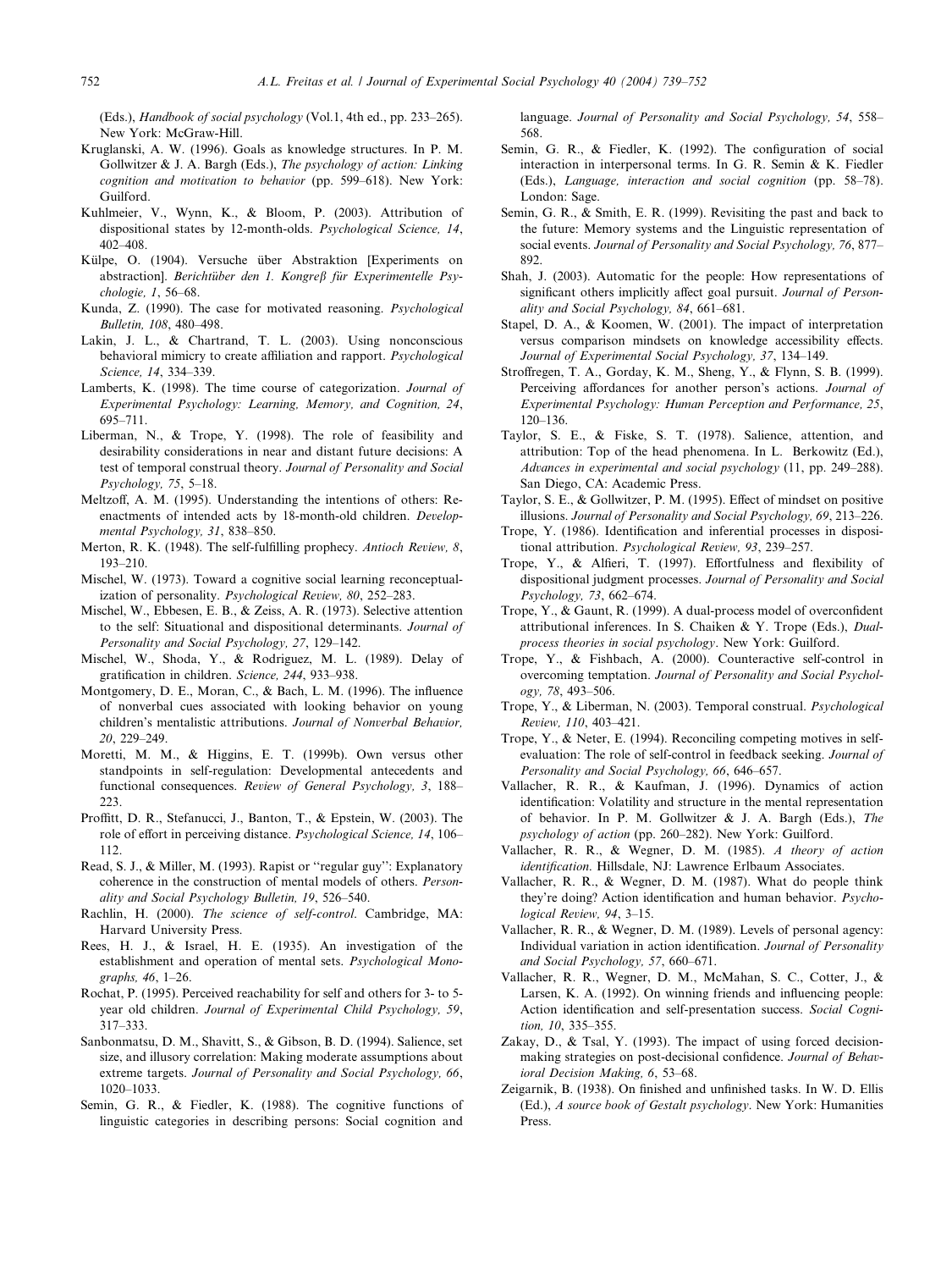(Eds.), *Handbook of social psychology* (Vol.1, 4th ed., pp. 233–265). New York: McGraw-Hill.

Kruglanski, A. W. (1996). Goals as knowledge structures. In P. M. Gollwitzer & J. A. Bargh (Eds.), *The psychology of action: Linking cognition and motivation to behavior* (pp. 599–618). New York: Guilford.

Kuhlmeier, V., Wynn, K., & Bloom, P. (2003). Attribution of dispositional states by 12-month-olds. *Psychological Science, 14*, 402–408.

Külpe, O. (1904). Versuche über Abstraktion [Experiments on abstraction]. *Berichtüber den 1. Kongreß für Experimentelle Psychologie, 1*, 56–68.

Kunda, Z. (1990). The case for motivated reasoning. *Psychological Bulletin, 108*, 480–498.

Lakin, J. L., & Chartrand, T. L. (2003). Using nonconscious behavioral mimicry to create affiliation and rapport. *Psychological Science, 14*, 334–339.

Lamberts, K. (1998). The time course of categorization. *Journal of Experimental Psychology: Learning, Memory, and Cognition, 24*, 695–711.

Liberman, N., & Trope, Y. (1998). The role of feasibility and desirability considerations in near and distant future decisions: A test of temporal construal theory. *Journal of Personality and Social Psychology, 75*, 5–18.

Meltzoff, A. M. (1995). Understanding the intentions of others: Re-enactments of intended acts by 18-month-old children. *Developmental Psychology, 31*, 838–850.

Merton, R. K. (1948). The self-fulfilling prophecy. *Antioch Review, 8*, 193–210.

Mischel, W. (1973). Toward a cognitive social learning reconceptualization of personality. *Psychological Review, 80*, 252–283.

Mischel, W., Ebbesen, E. B., & Zeiss, A. R. (1973). Selective attention to the self: Situational and dispositional determinants. *Journal of Personality and Social Psychology, 27*, 129–142.

Mischel, W., Shoda, Y., & Rodriguez, M. L. (1989). Delay of gratification in children. *Science, 244*, 933–938.

Montgomery, D. E., Moran, C., & Bach, L. M. (1996). The influence of nonverbal cues associated with looking behavior on young children's mentalistic attributions. *Journal of Nonverbal Behavior, 20*, 229–249.

Moretti, M. M., & Higgins, E. T. (1999b). Own versus other standpoints in self-regulation: Developmental antecedents and functional consequences. *Review of General Psychology, 3*, 188–223.

Proffitt, D. R., Stefanucci, J., Banton, T., & Epstein, W. (2003). The role of effort in perceiving distance. *Psychological Science, 14*, 106–112.

Read, S. J., & Miller, M. (1993). Rapist or "regular guy": Explanatory coherence in the construction of mental models of others. *Personality and Social Psychology Bulletin, 19*, 526–540.

Rachlin, H. (2000). *The science of self-control*. Cambridge, MA: Harvard University Press.

Rees, H. J., & Israel, H. E. (1935). An investigation of the establishment and operation of mental sets. *Psychological Monographs, 46*, 1–26.

Rochat, P. (1995). Perceived reachability for self and others for 3- to 5-year old children. *Journal of Experimental Child Psychology, 59*, 317–333.

Sanbonmatsu, D. M., Shavitt, S., & Gibson, B. D. (1994). Salience, set size, and illusory correlation: Making moderate assumptions about extreme targets. *Journal of Personality and Social Psychology, 66*, 1020–1033.

Semin, G. R., & Fiedler, K. (1988). The cognitive functions of linguistic categories in describing persons: Social cognition and language. *Journal of Personality and Social Psychology, 54*, 558–568.

Semin, G. R., & Fiedler, K. (1992). The configuration of social interaction in interpersonal terms. In G. R. Semin & K. Fiedler (Eds.), *Language, interaction and social cognition* (pp. 58–78). London: Sage.

Semin, G. R., & Smith, E. R. (1999). Revisiting the past and back to the future: Memory systems and the Linguistic representation of social events. *Journal of Personality and Social Psychology, 76*, 877–892.

Shah, J. (2003). Automatic for the people: How representations of significant others implicitly affect goal pursuit. *Journal of Personality and Social Psychology, 84*, 661–681.

Stapel, D. A., & Koomen, W. (2001). The impact of interpretation versus comparison mindsets on knowledge accessibility effects. *Journal of Experimental Social Psychology, 37*, 134–149.

Stroffregen, T. A., Gorday, K. M., Sheng, Y., & Flynn, S. B. (1999). Perceiving affordances for another person's actions. *Journal of Experimental Psychology: Human Perception and Performance, 25*, 120–136.

Taylor, S. E., & Fiske, S. T. (1978). Salience, attention, and attribution: Top of the head phenomena. In L. Berkowitz (Ed.), *Advances in experimental and social psychology* (11, pp. 249–288). San Diego, CA: Academic Press.

Taylor, S. E., & Gollwitzer, P. M. (1995). Effect of mindset on positive illusions. *Journal of Personality and Social Psychology, 69*, 213–226.

Trope, Y. (1986). Identification and inferential processes in dispositional attribution. *Psychological Review, 93*, 239–257.

Trope, Y., & Alfieri, T. (1997). Effortfulness and flexibility of dispositional judgment processes. *Journal of Personality and Social Psychology, 73*, 662–674.

Trope, Y., & Gaunt, R. (1999). A dual-process model of overconfident attributional inferences. In S. Chaiken & Y. Trope (Eds.), *Dual-process theories in social psychology*. New York: Guilford.

Trope, Y., & Fishbach, A. (2000). Counteractive self-control in overcoming temptation. *Journal of Personality and Social Psychology, 78*, 493–506.

Trope, Y., & Liberman, N. (2003). Temporal construal. *Psychological Review, 110*, 403–421.

Trope, Y., & Neter, E. (1994). Reconciling competing motives in self-evaluation: The role of self-control in feedback seeking. *Journal of Personality and Social Psychology, 66*, 646–657.

Vallacher, R. R., & Kaufman, J. (1996). Dynamics of action identification: Volatility and structure in the mental representation of behavior. In P. M. Gollwitzer & J. A. Bargh (Eds.), *The psychology of action* (pp. 260–282). New York: Guilford.

Vallacher, R. R., & Wegner, D. M. (1985). *A theory of action identification*. Hillsdale, NJ: Lawrence Erlbaum Associates.

Vallacher, R. R., & Wegner, D. M. (1987). What do people think they're doing? Action identification and human behavior. *Psychological Review, 94*, 3–15.

Vallacher, R. R., & Wegner, D. M. (1989). Levels of personal agency: Individual variation in action identification. *Journal of Personality and Social Psychology, 57*, 660–671.

Vallacher, R. R., Wegner, D. M., McMahan, S. C., Cotter, J., & Larsen, K. A. (1992). On winning friends and influencing people: Action identification and self-presentation success. *Social Cognition, 10*, 335–355.

Zakay, D., & Tsal, Y. (1993). The impact of using forced decision-making strategies on post-decisional confidence. *Journal of Behavioral Decision Making, 6*, 53–68.

Zeigarnik, B. (1938). On finished and unfinished tasks. In W. D. Ellis (Ed.), *A source book of Gestalt psychology*. New York: Humanities Press.